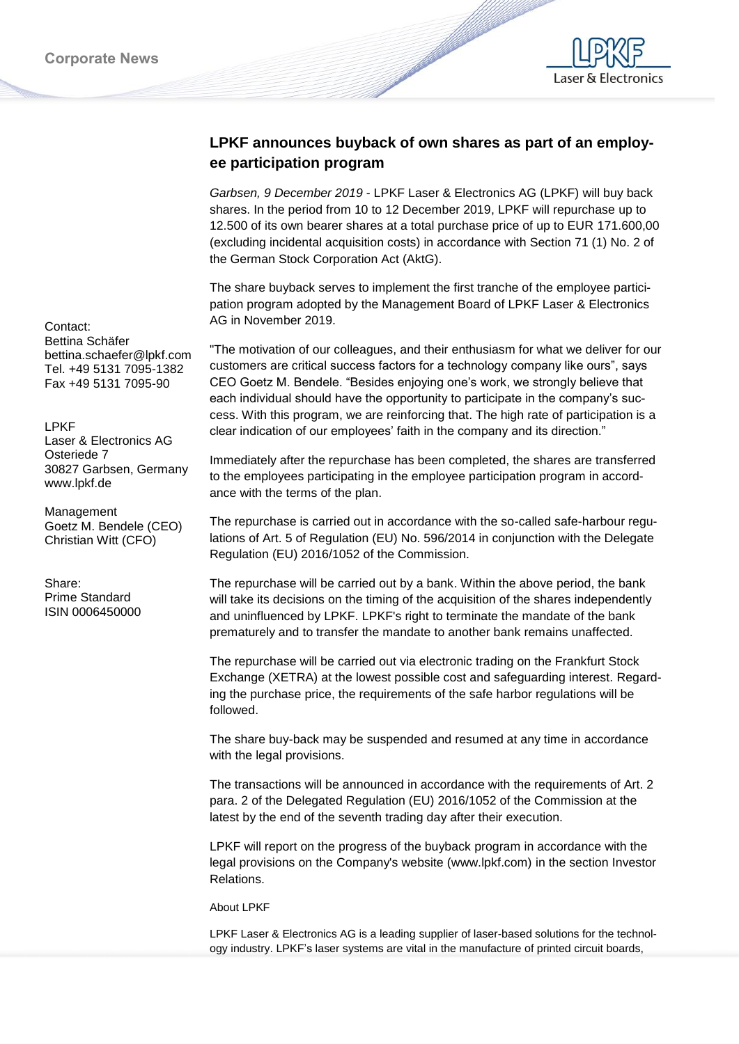Corporate News

## LPKF announces buyback of own shares as part of an employee participation program

*Garbsen, 9 December 2019* - LPKF Laser & Electronics AG (LPKF) will buy back shares. In the period from 10 to 12 December 2019, LPKF will repurchase up to 12.500 of its own bearer shares at a total purchase price of up to EUR 171.600,00 (excluding incidental acquisition costs) in accordance with Section 71 (1) No. 2 of the German Stock Corporation Act (AktG).

The share buyback serves to implement the first tranche of the employee participation program adopted by the Management Board of LPKF Laser & Electronics AG in November 2019.

"The motivation of our colleagues, and their enthusiasm for what we deliver for our customers are critical success factors for a technology company like ours", says CEO Goetz M. Bendele. "Besides enjoying one's work, we strongly believe that each individual should have the opportunity to participate in the company's success. With this program, we are reinforcing that. The high rate of participation is a clear indication of our employees' faith in the company and its direction."

Immediately after the repurchase has been completed, the shares are transferred to the employees participating in the employee participation program in accordance with the terms of the plan.

The repurchase is carried out in accordance with the so-called safe-harbour regulations of Art. 5 of Regulation (EU) No. 596/2014 in conjunction with the Delegate Regulation (EU) 2016/1052 of the Commission.

The repurchase will be carried out by a bank. Within the above period, the bank will take its decisions on the timing of the acquisition of the shares independently and uninfluenced by LPKF. LPKF's right to terminate the mandate of the bank prematurely and to transfer the mandate to another bank remains unaffected.

The repurchase will be carried out via electronic trading on the Frankfurt Stock Exchange (XETRA) at the lowest possible cost and safeguarding interest. Regarding the purchase price, the requirements of the safe harbor regulations will be followed.

The share buy-back may be suspended and resumed at any time in accordance with the legal provisions.

The transactions will be announced in accordance with the requirements of Art. 2 para. 2 of the Delegated Regulation (EU) 2016/1052 of the Commission at the latest by the end of the seventh trading day after their execution.

LPKF will report on the progress of the buyback program in accordance with the legal provisions on the Company's website (www.lpkf.com) in the section Investor Relations.

About LPKF

LPKF Laser & Electronics AG is a leading supplier of laser-based solutions for the technology industry. LPKF's laser systems are vital in the manufacture of printed circuit boards,

Contact:
Bettina Schäfer
bettina.schaefer@lpkf.com
Tel. +49 5131 7095-1382
Fax +49 5131 7095-90

LPKF
Laser & Electronics AG
Osteriede 7
30827 Garbsen, Germany
www.lpkf.de

Management
Goetz M. Bendele (CEO)
Christian Witt (CFO)

Share:
Prime Standard
ISIN 0006450000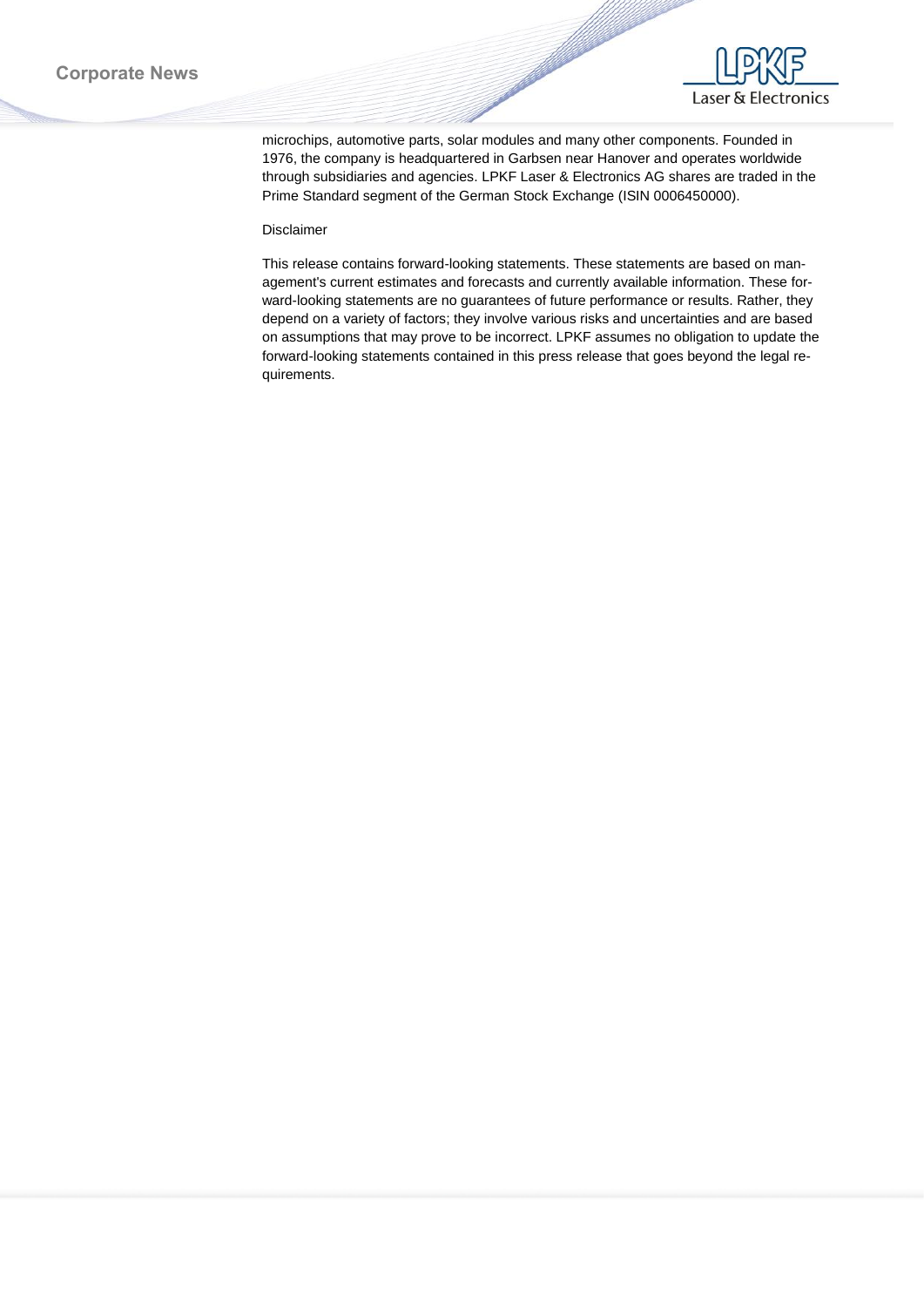microchips, automotive parts, solar modules and many other components. Founded in 1976, the company is headquartered in Garbsen near Hanover and operates worldwide through subsidiaries and agencies. LPKF Laser & Electronics AG shares are traded in the Prime Standard segment of the German Stock Exchange (ISIN 0006450000).

Disclaimer

This release contains forward-looking statements. These statements are based on management's current estimates and forecasts and currently available information. These forward-looking statements are no guarantees of future performance or results. Rather, they depend on a variety of factors; they involve various risks and uncertainties and are based on assumptions that may prove to be incorrect. LPKF assumes no obligation to update the forward-looking statements contained in this press release that goes beyond the legal requirements.